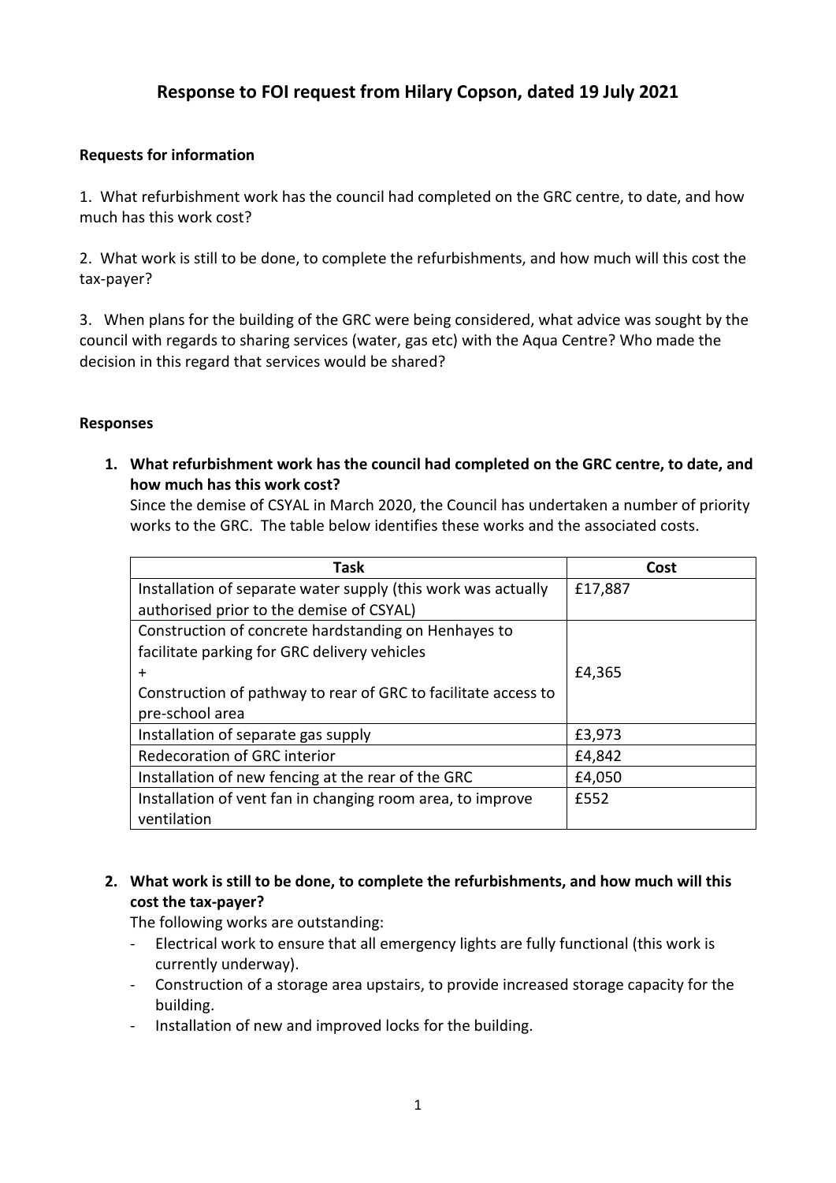# Response to FOI request from Hilary Copson, dated 19 July 2021

**Requests for information**

1. What refurbishment work has the council had completed on the GRC centre, to date, and how much has this work cost?

2. What work is still to be done, to complete the refurbishments, and how much will this cost the tax-payer?

3. When plans for the building of the GRC were being considered, what advice was sought by the council with regards to sharing services (water, gas etc) with the Aqua Centre? Who made the decision in this regard that services would be shared?

**Responses**

1. **What refurbishment work has the council had completed on the GRC centre, to date, and how much has this work cost?**

   Since the demise of CSYAL in March 2020, the Council has undertaken a number of priority works to the GRC. The table below identifies these works and the associated costs.

| Task | Cost |
|---|---|
| Installation of separate water supply (this work was actually authorised prior to the demise of CSYAL) | £17,887 |
| Construction of concrete hardstanding on Henhayes to facilitate parking for GRC delivery vehicles + Construction of pathway to rear of GRC to facilitate access to pre-school area | £4,365 |
| Installation of separate gas supply | £3,973 |
| Redecoration of GRC interior | £4,842 |
| Installation of new fencing at the rear of the GRC | £4,050 |
| Installation of vent fan in changing room area, to improve ventilation | £552 |

2. **What work is still to be done, to complete the refurbishments, and how much will this cost the tax-payer?**

   The following works are outstanding:

   - Electrical work to ensure that all emergency lights are fully functional (this work is currently underway).
   - Construction of a storage area upstairs, to provide increased storage capacity for the building.
   - Installation of new and improved locks for the building.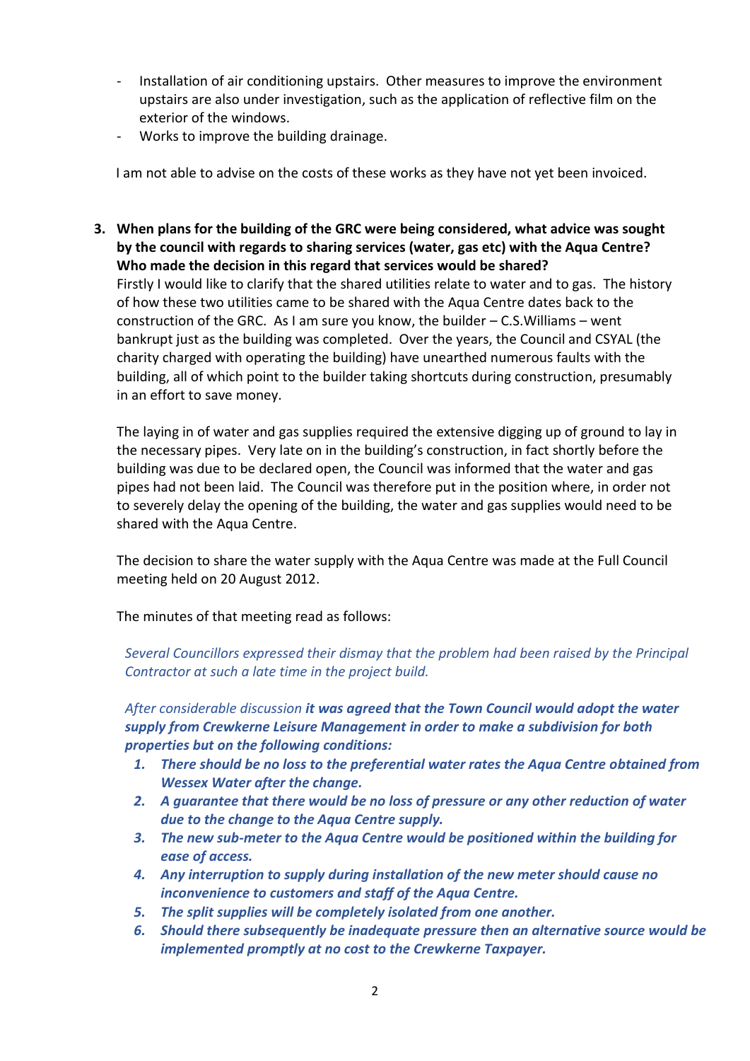- Installation of air conditioning upstairs. Other measures to improve the environment upstairs are also under investigation, such as the application of reflective film on the exterior of the windows.
- Works to improve the building drainage.

I am not able to advise on the costs of these works as they have not yet been invoiced.

3. **When plans for the building of the GRC were being considered, what advice was sought by the council with regards to sharing services (water, gas etc) with the Aqua Centre? Who made the decision in this regard that services would be shared?**

   Firstly I would like to clarify that the shared utilities relate to water and to gas. The history of how these two utilities came to be shared with the Aqua Centre dates back to the construction of the GRC. As I am sure you know, the builder – C.S.Williams – went bankrupt just as the building was completed. Over the years, the Council and CSYAL (the charity charged with operating the building) have unearthed numerous faults with the building, all of which point to the builder taking shortcuts during construction, presumably in an effort to save money.

   The laying in of water and gas supplies required the extensive digging up of ground to lay in the necessary pipes. Very late on in the building's construction, in fact shortly before the building was due to be declared open, the Council was informed that the water and gas pipes had not been laid. The Council was therefore put in the position where, in order not to severely delay the opening of the building, the water and gas supplies would need to be shared with the Aqua Centre.

   The decision to share the water supply with the Aqua Centre was made at the Full Council meeting held on 20 August 2012.

   The minutes of that meeting read as follows:

   *Several Councillors expressed their dismay that the problem had been raised by the Principal Contractor at such a late time in the project build.*

   *After considerable discussion* ***it was agreed that the Town Council would adopt the water supply from Crewkerne Leisure Management in order to make a subdivision for both properties but on the following conditions:***

   1. ***There should be no loss to the preferential water rates the Aqua Centre obtained from Wessex Water after the change.***
   2. ***A guarantee that there would be no loss of pressure or any other reduction of water due to the change to the Aqua Centre supply.***
   3. ***The new sub-meter to the Aqua Centre would be positioned within the building for ease of access.***
   4. ***Any interruption to supply during installation of the new meter should cause no inconvenience to customers and staff of the Aqua Centre.***
   5. ***The split supplies will be completely isolated from one another.***
   6. ***Should there subsequently be inadequate pressure then an alternative source would be implemented promptly at no cost to the Crewkerne Taxpayer.***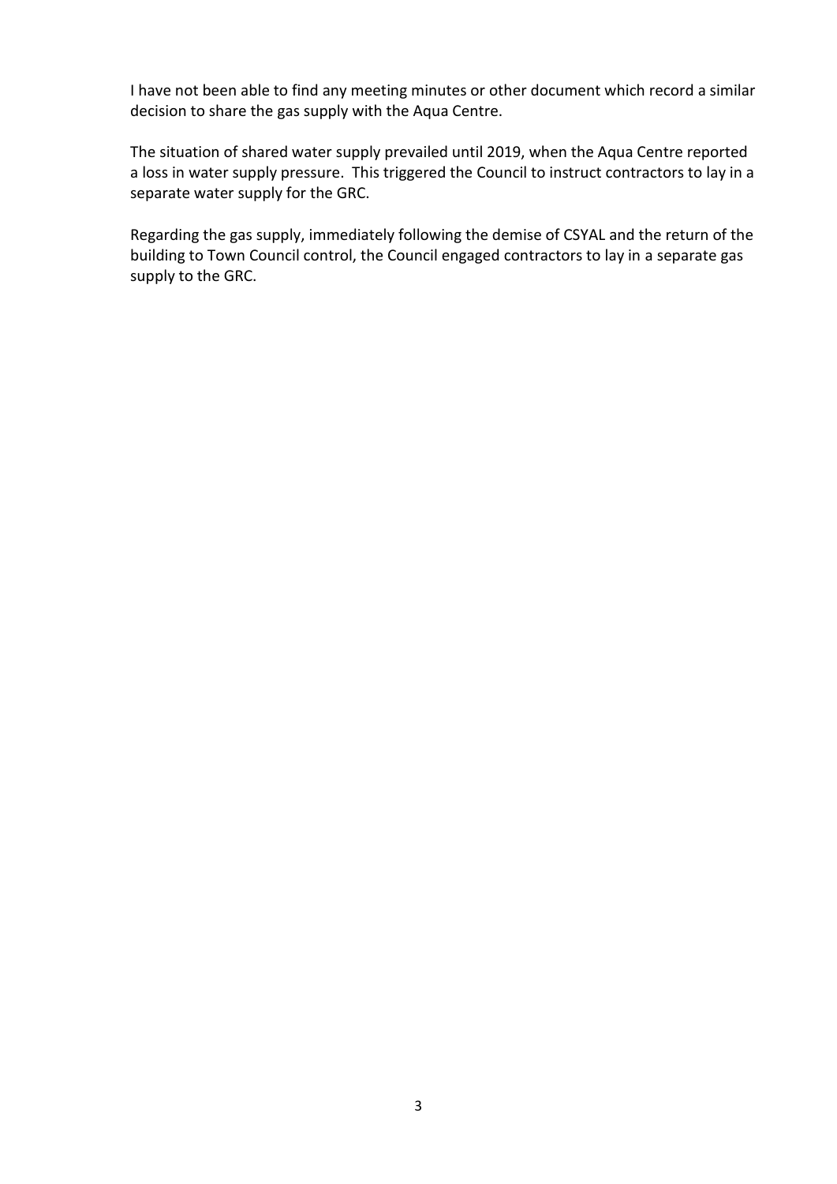I have not been able to find any meeting minutes or other document which record a similar decision to share the gas supply with the Aqua Centre.

The situation of shared water supply prevailed until 2019, when the Aqua Centre reported a loss in water supply pressure. This triggered the Council to instruct contractors to lay in a separate water supply for the GRC.

Regarding the gas supply, immediately following the demise of CSYAL and the return of the building to Town Council control, the Council engaged contractors to lay in a separate gas supply to the GRC.